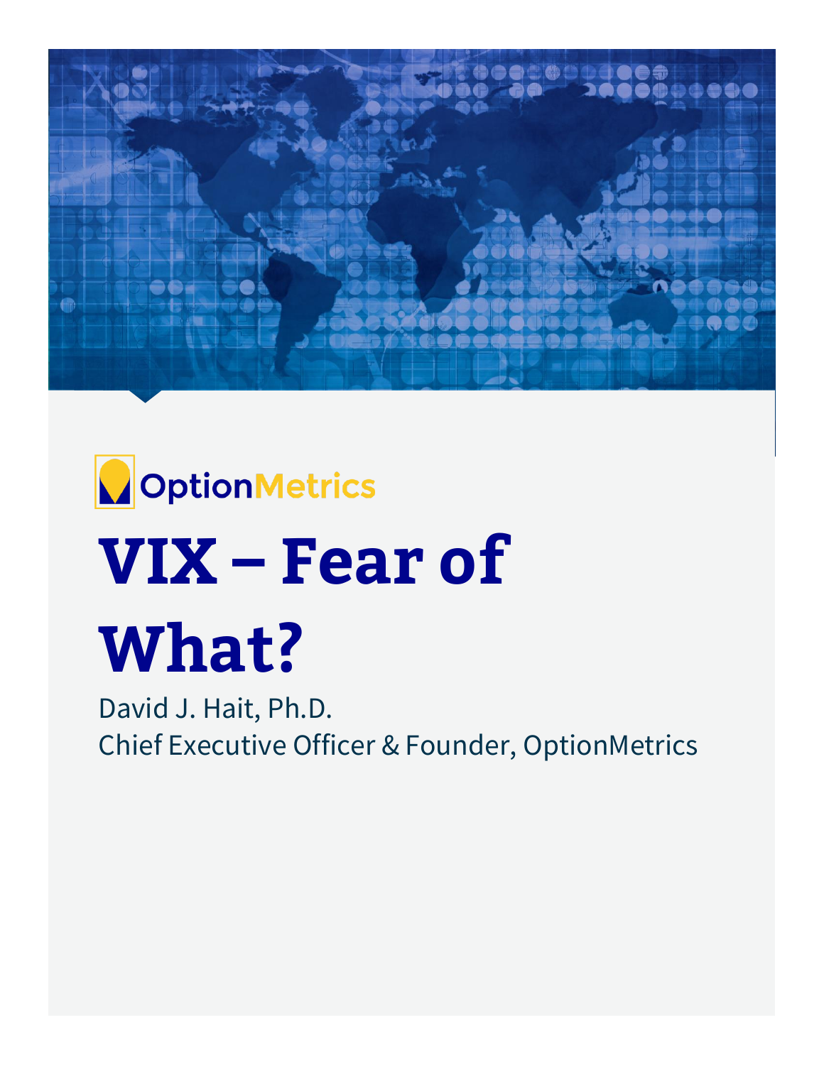OptionMetrics

# VIX – Fear of What?

David J. Hait, Ph.D.

Chief Executive Officer & Founder, OptionMetrics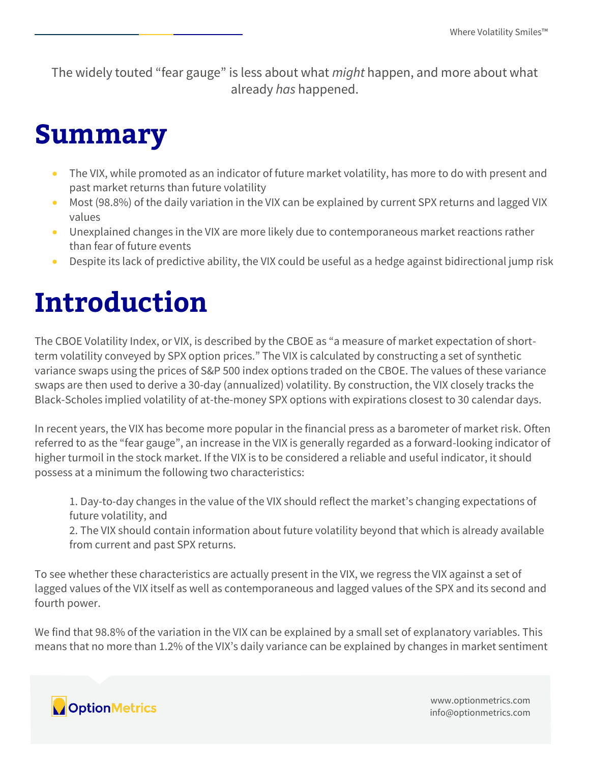The widely touted "fear gauge" is less about what *might* happen, and more about what already *has* happened.

# Summary

- The VIX, while promoted as an indicator of future market volatility, has more to do with present and past market returns than future volatility
- Most (98.8%) of the daily variation in the VIX can be explained by current SPX returns and lagged VIX values
- Unexplained changes in the VIX are more likely due to contemporaneous market reactions rather than fear of future events
- Despite its lack of predictive ability, the VIX could be useful as a hedge against bidirectional jump risk

# Introduction

The CBOE Volatility Index, or VIX, is described by the CBOE as "a measure of market expectation of short-term volatility conveyed by SPX option prices." The VIX is calculated by constructing a set of synthetic variance swaps using the prices of S&P 500 index options traded on the CBOE. The values of these variance swaps are then used to derive a 30-day (annualized) volatility. By construction, the VIX closely tracks the Black-Scholes implied volatility of at-the-money SPX options with expirations closest to 30 calendar days.

In recent years, the VIX has become more popular in the financial press as a barometer of market risk. Often referred to as the "fear gauge", an increase in the VIX is generally regarded as a forward-looking indicator of higher turmoil in the stock market. If the VIX is to be considered a reliable and useful indicator, it should possess at a minimum the following two characteristics:

> 1. Day-to-day changes in the value of the VIX should reflect the market's changing expectations of future volatility, and
> 2. The VIX should contain information about future volatility beyond that which is already available from current and past SPX returns.

To see whether these characteristics are actually present in the VIX, we regress the VIX against a set of lagged values of the VIX itself as well as contemporaneous and lagged values of the SPX and its second and fourth power.

We find that 98.8% of the variation in the VIX can be explained by a small set of explanatory variables. This means that no more than 1.2% of the VIX's daily variance can be explained by changes in market sentiment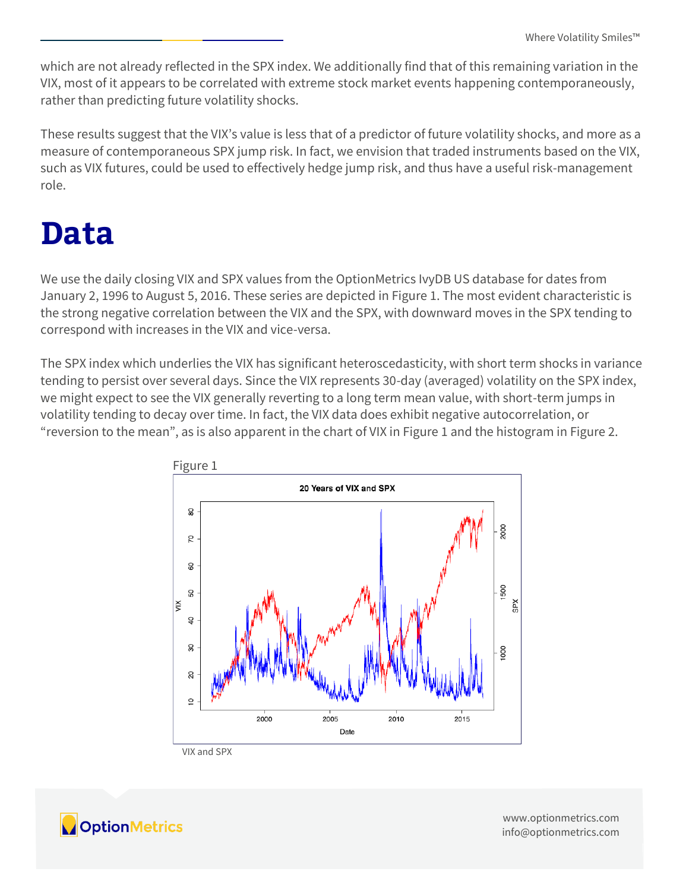which are not already reflected in the SPX index. We additionally find that of this remaining variation in the VIX, most of it appears to be correlated with extreme stock market events happening contemporaneously, rather than predicting future volatility shocks.

These results suggest that the VIX's value is less that of a predictor of future volatility shocks, and more as a measure of contemporaneous SPX jump risk. In fact, we envision that traded instruments based on the VIX, such as VIX futures, could be used to effectively hedge jump risk, and thus have a useful risk-management role.

# Data

We use the daily closing VIX and SPX values from the OptionMetrics IvyDB US database for dates from January 2, 1996 to August 5, 2016. These series are depicted in Figure 1. The most evident characteristic is the strong negative correlation between the VIX and the SPX, with downward moves in the SPX tending to correspond with increases in the VIX and vice-versa.

The SPX index which underlies the VIX has significant heteroscedasticity, with short term shocks in variance tending to persist over several days. Since the VIX represents 30-day (averaged) volatility on the SPX index, we might expect to see the VIX generally reverting to a long term mean value, with short-term jumps in volatility tending to decay over time. In fact, the VIX data does exhibit negative autocorrelation, or "reversion to the mean", as is also apparent in the chart of VIX in Figure 1 and the histogram in Figure 2.

Figure 1

VIX and SPX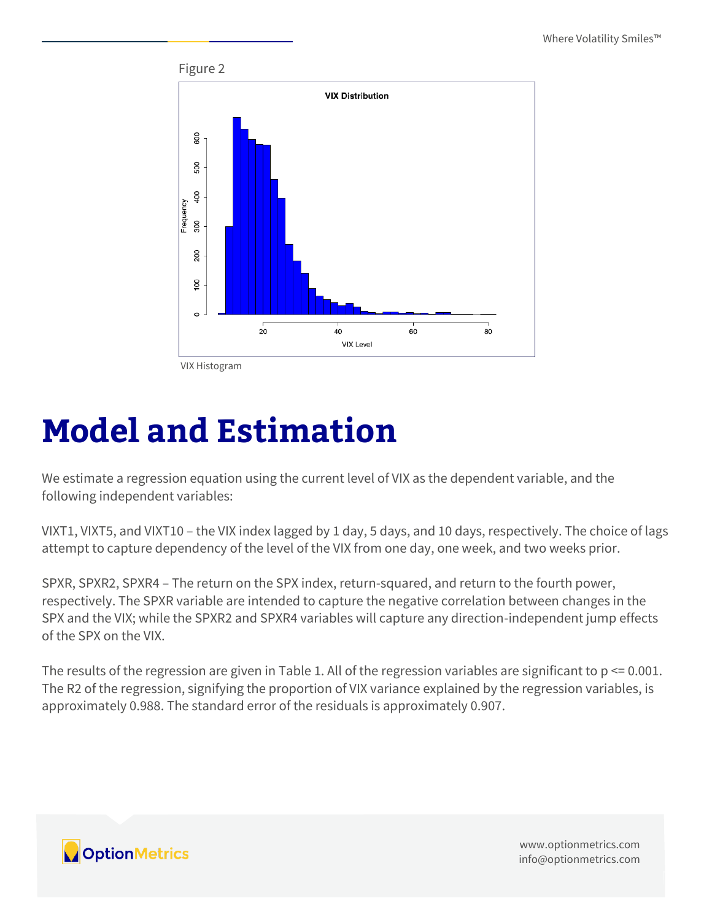Figure 2

VIX Histogram

# Model and Estimation

We estimate a regression equation using the current level of VIX as the dependent variable, and the following independent variables:

VIXT1, VIXT5, and VIXT10 – the VIX index lagged by 1 day, 5 days, and 10 days, respectively. The choice of lags attempt to capture dependency of the level of the VIX from one day, one week, and two weeks prior.

SPXR, SPXR2, SPXR4 – The return on the SPX index, return-squared, and return to the fourth power, respectively. The SPXR variable are intended to capture the negative correlation between changes in the SPX and the VIX; while the SPXR2 and SPXR4 variables will capture any direction-independent jump effects of the SPX on the VIX.

The results of the regression are given in Table 1. All of the regression variables are significant to $p <= 0.001$. The R2 of the regression, signifying the proportion of VIX variance explained by the regression variables, is approximately 0.988. The standard error of the residuals is approximately 0.907.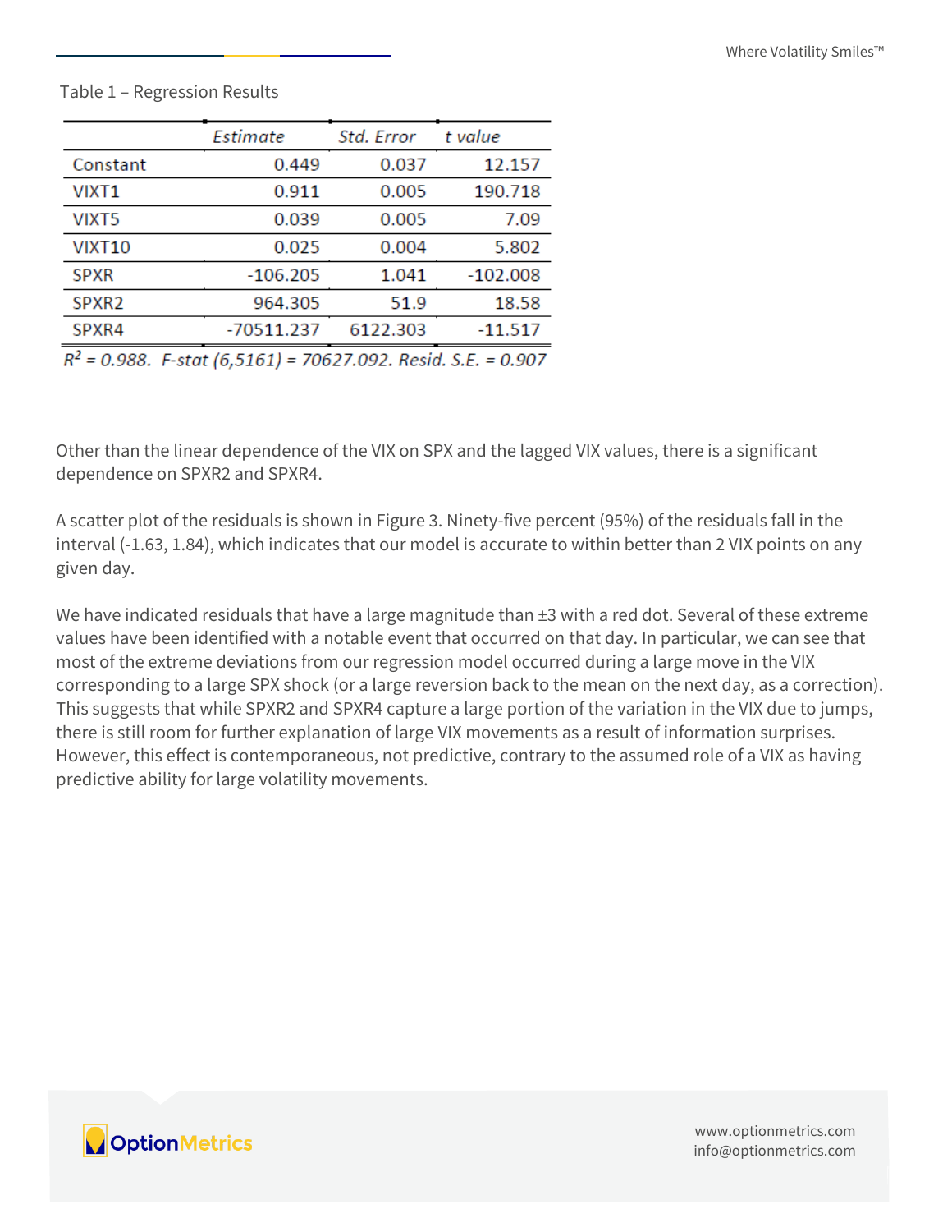Table 1 – Regression Results

| | *Estimate* | *Std. Error* | *t value* |
|---|---|---|---|
| Constant | 0.449 | 0.037 | 12.157 |
| VIXT1 | 0.911 | 0.005 | 190.718 |
| VIXT5 | 0.039 | 0.005 | 7.09 |
| VIXT10 | 0.025 | 0.004 | 5.802 |
| SPXR | -106.205 | 1.041 | -102.008 |
| SPXR2 | 964.305 | 51.9 | 18.58 |
| SPXR4 | -70511.237 | 6122.303 | -11.517 |

*$R^2$ = 0.988. F-stat (6,5161) = 70627.092. Resid. S.E. = 0.907*

Other than the linear dependence of the VIX on SPX and the lagged VIX values, there is a significant dependence on SPXR2 and SPXR4.

A scatter plot of the residuals is shown in Figure 3. Ninety-five percent (95%) of the residuals fall in the interval (-1.63, 1.84), which indicates that our model is accurate to within better than 2 VIX points on any given day.

We have indicated residuals that have a large magnitude than ±3 with a red dot. Several of these extreme values have been identified with a notable event that occurred on that day. In particular, we can see that most of the extreme deviations from our regression model occurred during a large move in the VIX corresponding to a large SPX shock (or a large reversion back to the mean on the next day, as a correction). This suggests that while SPXR2 and SPXR4 capture a large portion of the variation in the VIX due to jumps, there is still room for further explanation of large VIX movements as a result of information surprises. However, this effect is contemporaneous, not predictive, contrary to the assumed role of a VIX as having predictive ability for large volatility movements.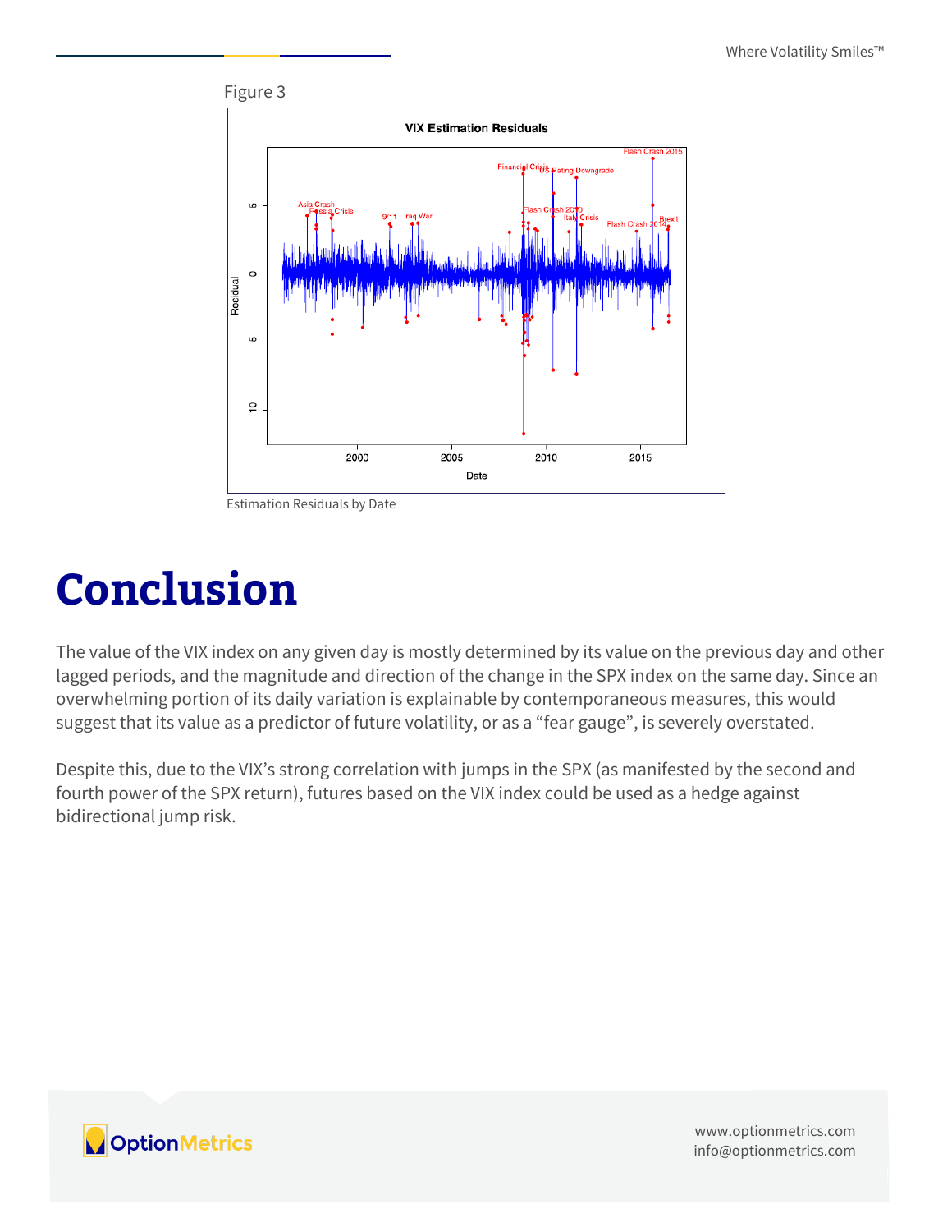Figure 3

VIX Estimation Residuals

Flash Crash 2015
Financial Crisis
US Rating Downgrade
Asia Crash
Russia Crisis
9/11
Iraq War
Flash Crash 2010
Italy Crisis
Flash Crash 2014
Brexit

Residual

5
0
-5
-10

2000
2005
2010
2015

Date

Estimation Residuals by Date

# Conclusion

The value of the VIX index on any given day is mostly determined by its value on the previous day and other lagged periods, and the magnitude and direction of the change in the SPX index on the same day. Since an overwhelming portion of its daily variation is explainable by contemporaneous measures, this would suggest that its value as a predictor of future volatility, or as a "fear gauge", is severely overstated.

Despite this, due to the VIX's strong correlation with jumps in the SPX (as manifested by the second and fourth power of the SPX return), futures based on the VIX index could be used as a hedge against bidirectional jump risk.

OptionMetrics

www.optionmetrics.com
info@optionmetrics.com